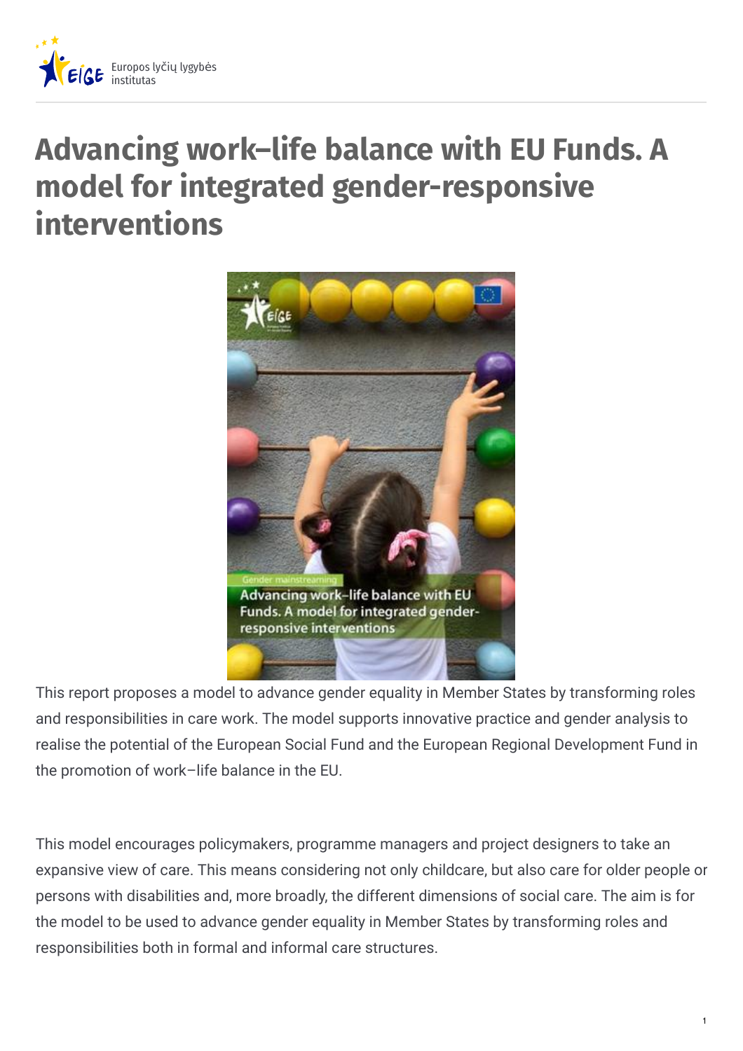# Advancing work–life balance with EU Funds. A model for integrated gender-responsive interventions

This report proposes a model to advance gender equality in Member States by transforming roles and responsibilities in care work. The model supports innovative practice and gender analysis to realise the potential of the European Social Fund and the European Regional Development Fund in the promotion of work–life balance in the EU.

This model encourages policymakers, programme managers and project designers to take an expansive view of care. This means considering not only childcare, but also care for older people or persons with disabilities and, more broadly, the different dimensions of social care. The aim is for the model to be used to advance gender equality in Member States by transforming roles and responsibilities both in formal and informal care structures.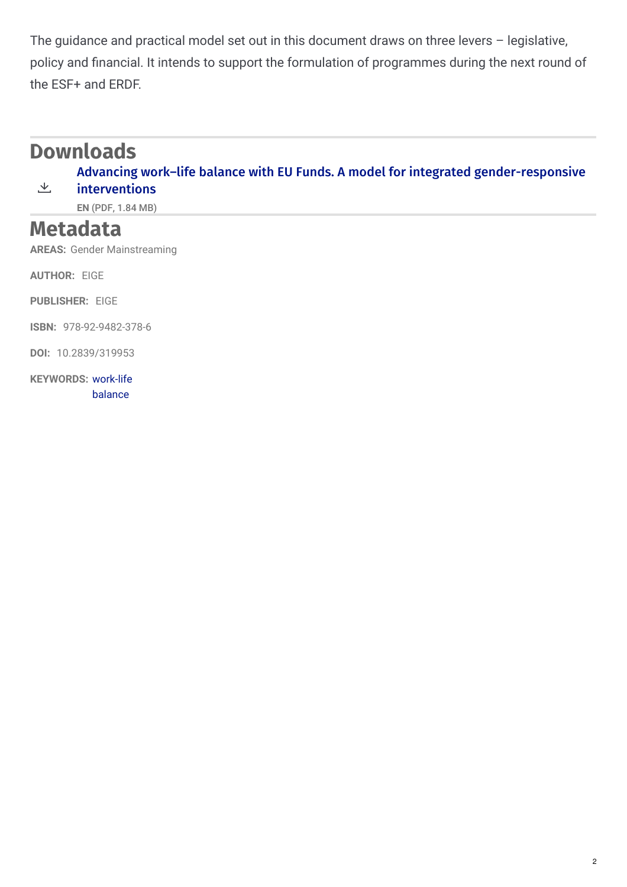The guidance and practical model set out in this document draws on three levers – legislative, policy and financial. It intends to support the formulation of programmes during the next round of the ESF+ and ERDF.

## Downloads

**Advancing work–life balance with EU Funds. A model for integrated gender-responsive interventions**

**EN** (PDF, 1.84 MB)

## Metadata

**AREAS:** Gender Mainstreaming

**AUTHOR:** EIGE

**PUBLISHER:** EIGE

**ISBN:** 978-92-9482-378-6

**DOI:** 10.2839/319953

**KEYWORDS:** work-life balance